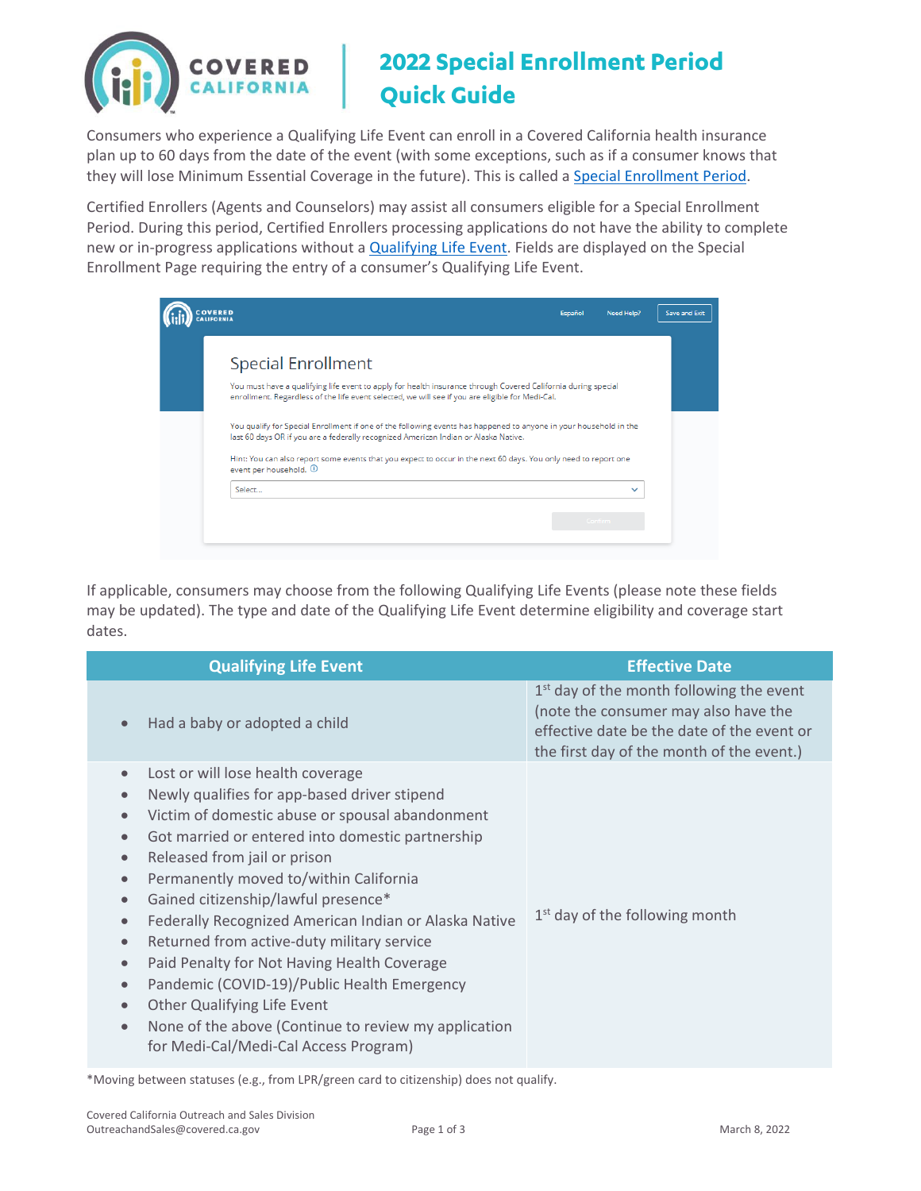# 2022 Special Enrollment Period Quick Guide

Consumers who experience a Qualifying Life Event can enroll in a Covered California health insurance plan up to 60 days from the date of the event (with some exceptions, such as if a consumer knows that they will lose Minimum Essential Coverage in the future). This is called a Special Enrollment Period.

Certified Enrollers (Agents and Counselors) may assist all consumers eligible for a Special Enrollment Period. During this period, Certified Enrollers processing applications do not have the ability to complete new or in-progress applications without a Qualifying Life Event. Fields are displayed on the Special Enrollment Page requiring the entry of a consumer's Qualifying Life Event.

Special Enrollment

You must have a qualifying life event to apply for health insurance through Covered California during special enrollment. Regardless of the life event selected, we will see if you are eligible for Medi-Cal.

You qualify for Special Enrollment if one of the following events has happened to anyone in your household in the last 60 days OR if you are a federally recognized American Indian or Alaska Native.

Hint: You can also report some events that you expect to occur in the next 60 days. You only need to report one event per household.

If applicable, consumers may choose from the following Qualifying Life Events (please note these fields may be updated). The type and date of the Qualifying Life Event determine eligibility and coverage start dates.

| Qualifying Life Event | Effective Date |
| --- | --- |
| • Had a baby or adopted a child | 1st day of the month following the event (note the consumer may also have the effective date be the date of the event or the first day of the month of the event.) |
| • Lost or will lose health coverage<br>• Newly qualifies for app-based driver stipend<br>• Victim of domestic abuse or spousal abandonment<br>• Got married or entered into domestic partnership<br>• Released from jail or prison<br>• Permanently moved to/within California<br>• Gained citizenship/lawful presence*<br>• Federally Recognized American Indian or Alaska Native<br>• Returned from active-duty military service<br>• Paid Penalty for Not Having Health Coverage<br>• Pandemic (COVID-19)/Public Health Emergency<br>• Other Qualifying Life Event<br>• None of the above (Continue to review my application for Medi-Cal/Medi-Cal Access Program) | 1st day of the following month |

*Moving between statuses (e.g., from LPR/green card to citizenship) does not qualify.

Covered California Outreach and Sales Division
OutreachandSales@covered.ca.gov

March 8, 2022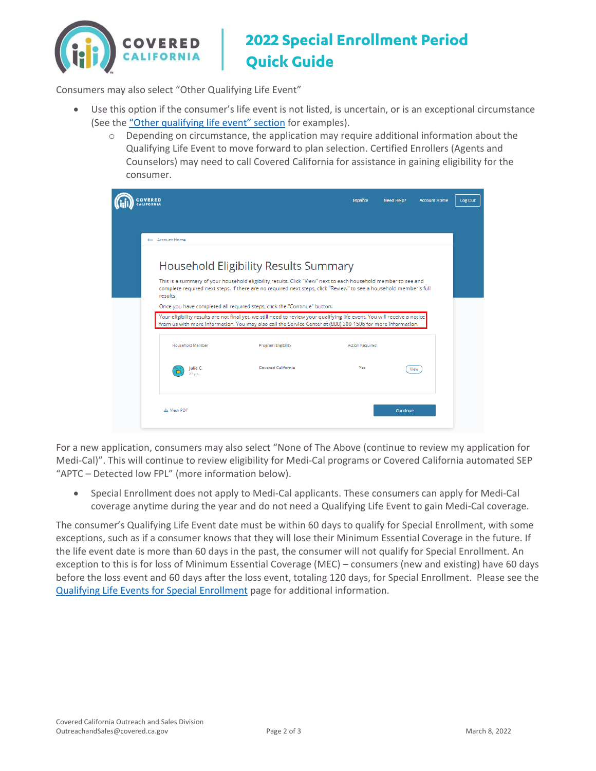Consumers may also select "Other Qualifying Life Event"

- Use this option if the consumer's life event is not listed, is uncertain, or is an exceptional circumstance (See the "Other qualifying life event" section for examples).
  - Depending on circumstance, the application may require additional information about the Qualifying Life Event to move forward to plan selection. Certified Enrollers (Agents and Counselors) may need to call Covered California for assistance in gaining eligibility for the consumer.

For a new application, consumers may also select "None of The Above (continue to review my application for Medi-Cal)". This will continue to review eligibility for Medi-Cal programs or Covered California automated SEP "APTC – Detected low FPL" (more information below).

- Special Enrollment does not apply to Medi-Cal applicants. These consumers can apply for Medi-Cal coverage anytime during the year and do not need a Qualifying Life Event to gain Medi-Cal coverage.

The consumer's Qualifying Life Event date must be within 60 days to qualify for Special Enrollment, with some exceptions, such as if a consumer knows that they will lose their Minimum Essential Coverage in the future. If the life event date is more than 60 days in the past, the consumer will not qualify for Special Enrollment. An exception to this is for loss of Minimum Essential Coverage (MEC) – consumers (new and existing) have 60 days before the loss event and 60 days after the loss event, totaling 120 days, for Special Enrollment. Please see the Qualifying Life Events for Special Enrollment page for additional information.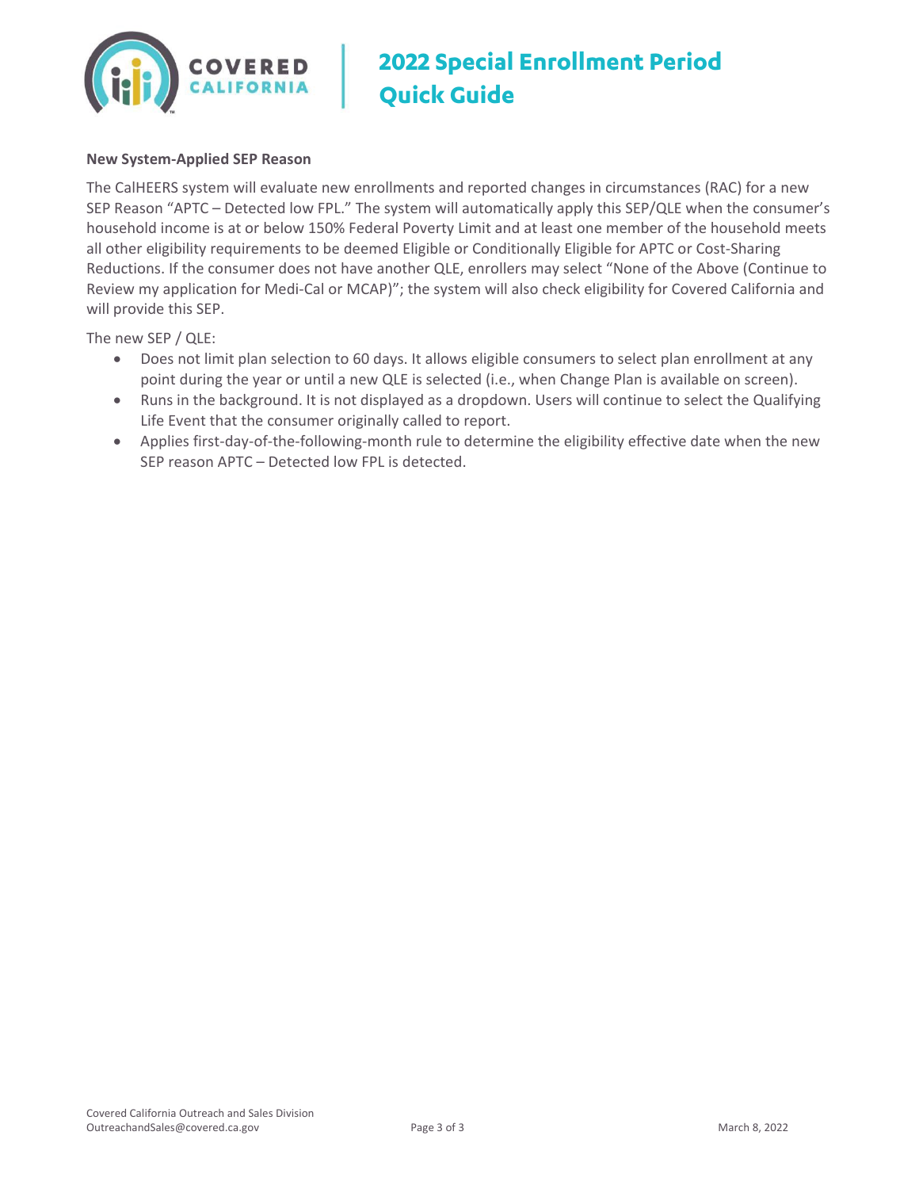## New System-Applied SEP Reason

The CalHEERS system will evaluate new enrollments and reported changes in circumstances (RAC) for a new SEP Reason "APTC – Detected low FPL." The system will automatically apply this SEP/QLE when the consumer's household income is at or below 150% Federal Poverty Limit and at least one member of the household meets all other eligibility requirements to be deemed Eligible or Conditionally Eligible for APTC or Cost-Sharing Reductions. If the consumer does not have another QLE, enrollers may select "None of the Above (Continue to Review my application for Medi-Cal or MCAP)"; the system will also check eligibility for Covered California and will provide this SEP.

The new SEP / QLE:

- Does not limit plan selection to 60 days. It allows eligible consumers to select plan enrollment at any point during the year or until a new QLE is selected (i.e., when Change Plan is available on screen).
- Runs in the background. It is not displayed as a dropdown. Users will continue to select the Qualifying Life Event that the consumer originally called to report.
- Applies first-day-of-the-following-month rule to determine the eligibility effective date when the new SEP reason APTC – Detected low FPL is detected.